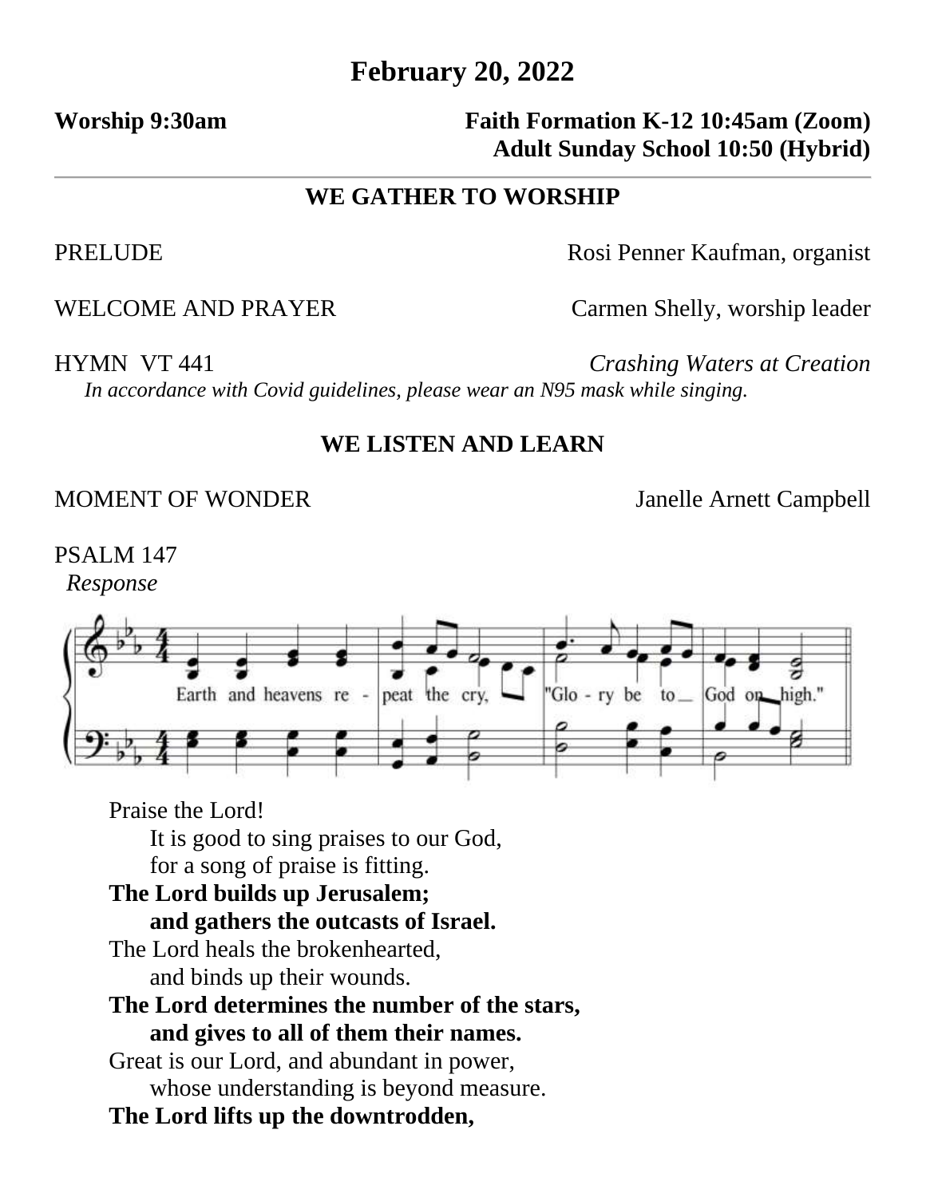# February 20, 2022

**Worship 9:30am**

**Faith Formation K-12 10:45am (Zoom)**
**Adult Sunday School 10:50 (Hybrid)**

---

## WE GATHER TO WORSHIP

PRELUDE — Rosi Penner Kaufman, organist

WELCOME AND PRAYER — Carmen Shelly, worship leader

HYMN VT 441 — *Crashing Waters at Creation*

*In accordance with Covid guidelines, please wear an N95 mask while singing.*

## WE LISTEN AND LEARN

MOMENT OF WONDER — Janelle Arnett Campbell

PSALM 147

*Response*

Earth and heavens repeat the cry, "Glory be to God on high."

Praise the Lord!
   It is good to sing praises to our God,
   for a song of praise is fitting.
**The Lord builds up Jerusalem;**
   **and gathers the outcasts of Israel.**
The Lord heals the brokenhearted,
   and binds up their wounds.
**The Lord determines the number of the stars,**
   **and gives to all of them their names.**
Great is our Lord, and abundant in power,
   whose understanding is beyond measure.
**The Lord lifts up the downtrodden,**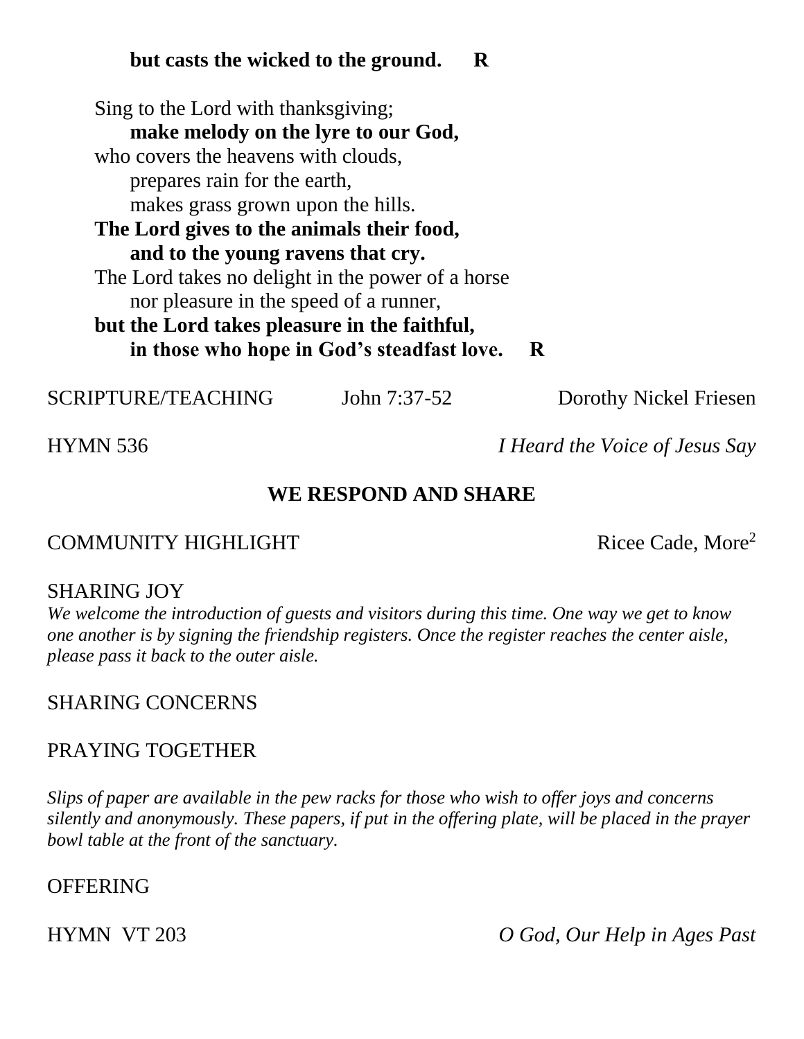**but casts the wicked to the ground. R**

Sing to the Lord with thanksgiving;
**make melody on the lyre to our God,**
who covers the heavens with clouds,
prepares rain for the earth,
makes grass grown upon the hills.
**The Lord gives to the animals their food,**
**and to the young ravens that cry.**
The Lord takes no delight in the power of a horse
nor pleasure in the speed of a runner,
**but the Lord takes pleasure in the faithful,**
**in those who hope in God's steadfast love. R**

SCRIPTURE/TEACHING John 7:37-52 Dorothy Nickel Friesen

HYMN 536 *I Heard the Voice of Jesus Say*

## WE RESPOND AND SHARE

COMMUNITY HIGHLIGHT Ricee Cade, More$^2$

SHARING JOY

*We welcome the introduction of guests and visitors during this time. One way we get to know one another is by signing the friendship registers. Once the register reaches the center aisle, please pass it back to the outer aisle.*

SHARING CONCERNS

PRAYING TOGETHER

*Slips of paper are available in the pew racks for those who wish to offer joys and concerns silently and anonymously. These papers, if put in the offering plate, will be placed in the prayer bowl table at the front of the sanctuary.*

OFFERING

HYMN VT 203 *O God, Our Help in Ages Past*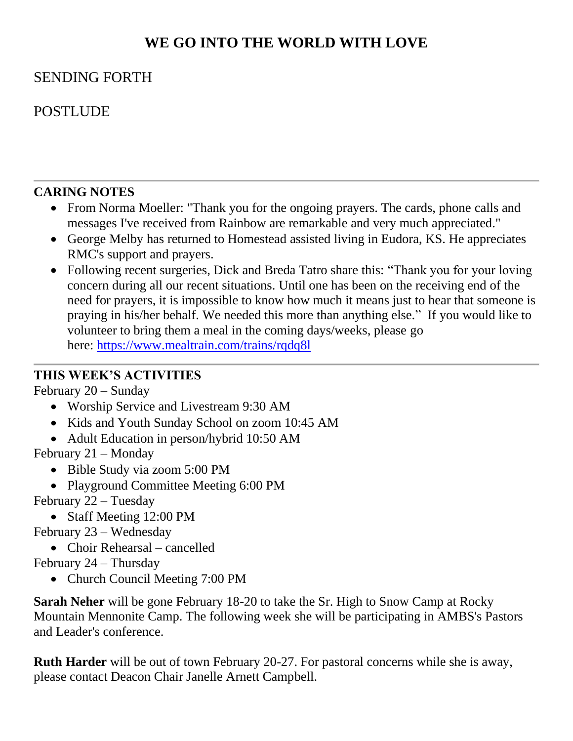## WE GO INTO THE WORLD WITH LOVE

SENDING FORTH

POSTLUDE

---

**CARING NOTES**

- From Norma Moeller: "Thank you for the ongoing prayers. The cards, phone calls and messages I've received from Rainbow are remarkable and very much appreciated."
- George Melby has returned to Homestead assisted living in Eudora, KS. He appreciates RMC's support and prayers.
- Following recent surgeries, Dick and Breda Tatro share this: "Thank you for your loving concern during all our recent situations. Until one has been on the receiving end of the need for prayers, it is impossible to know how much it means just to hear that someone is praying in his/her behalf. We needed this more than anything else." If you would like to volunteer to bring them a meal in the coming days/weeks, please go here: [https://www.mealtrain.com/trains/rqdq8l](https://www.mealtrain.com/trains/rqdq8l)

---

**THIS WEEK'S ACTIVITIES**

February 20 – Sunday

- Worship Service and Livestream 9:30 AM
- Kids and Youth Sunday School on zoom 10:45 AM
- Adult Education in person/hybrid 10:50 AM

February 21 – Monday

- Bible Study via zoom 5:00 PM
- Playground Committee Meeting 6:00 PM

February 22 – Tuesday

- Staff Meeting 12:00 PM

February 23 – Wednesday

- Choir Rehearsal – cancelled

February 24 – Thursday

- Church Council Meeting 7:00 PM

**Sarah Neher** will be gone February 18-20 to take the Sr. High to Snow Camp at Rocky Mountain Mennonite Camp. The following week she will be participating in AMBS's Pastors and Leader's conference.

**Ruth Harder** will be out of town February 20-27. For pastoral concerns while she is away, please contact Deacon Chair Janelle Arnett Campbell.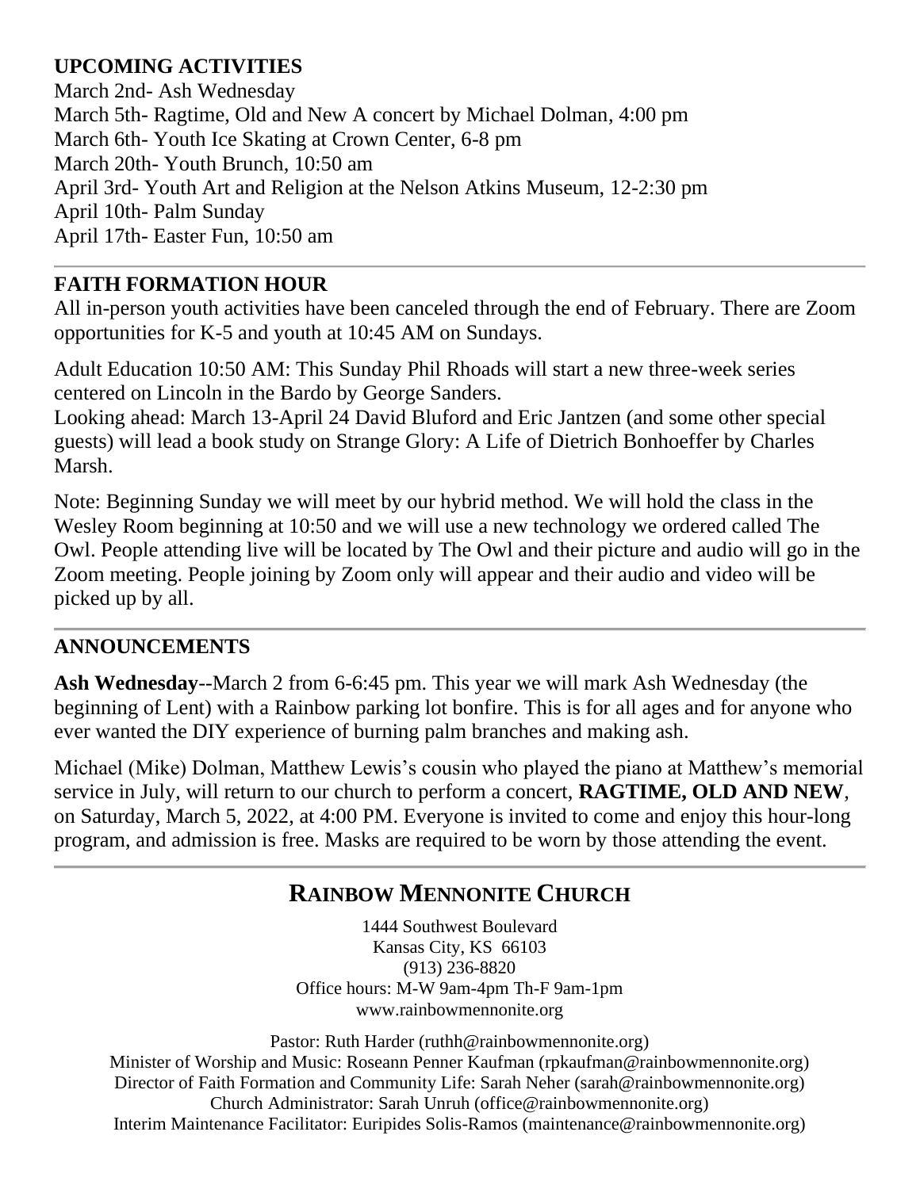## UPCOMING ACTIVITIES

March 2nd- Ash Wednesday
March 5th- Ragtime, Old and New A concert by Michael Dolman, 4:00 pm
March 6th- Youth Ice Skating at Crown Center, 6-8 pm
March 20th- Youth Brunch, 10:50 am
April 3rd- Youth Art and Religion at the Nelson Atkins Museum, 12-2:30 pm
April 10th- Palm Sunday
April 17th- Easter Fun, 10:50 am

---

## FAITH FORMATION HOUR

All in-person youth activities have been canceled through the end of February. There are Zoom opportunities for K-5 and youth at 10:45 AM on Sundays.

Adult Education 10:50 AM: This Sunday Phil Rhoads will start a new three-week series centered on Lincoln in the Bardo by George Sanders.
Looking ahead: March 13-April 24 David Bluford and Eric Jantzen (and some other special guests) will lead a book study on Strange Glory: A Life of Dietrich Bonhoeffer by Charles Marsh.

Note: Beginning Sunday we will meet by our hybrid method. We will hold the class in the Wesley Room beginning at 10:50 and we will use a new technology we ordered called The Owl. People attending live will be located by The Owl and their picture and audio will go in the Zoom meeting. People joining by Zoom only will appear and their audio and video will be picked up by all.

---

## ANNOUNCEMENTS

**Ash Wednesday**--March 2 from 6-6:45 pm. This year we will mark Ash Wednesday (the beginning of Lent) with a Rainbow parking lot bonfire. This is for all ages and for anyone who ever wanted the DIY experience of burning palm branches and making ash.

Michael (Mike) Dolman, Matthew Lewis's cousin who played the piano at Matthew's memorial service in July, will return to our church to perform a concert, **RAGTIME, OLD AND NEW**, on Saturday, March 5, 2022, at 4:00 PM. Everyone is invited to come and enjoy this hour-long program, and admission is free. Masks are required to be worn by those attending the event.

---

## RAINBOW MENNONITE CHURCH

1444 Southwest Boulevard
Kansas City, KS 66103
(913) 236-8820
Office hours: M-W 9am-4pm Th-F 9am-1pm
www.rainbowmennonite.org

Pastor: Ruth Harder (ruthh@rainbowmennonite.org)
Minister of Worship and Music: Roseann Penner Kaufman (rpkaufman@rainbowmennonite.org)
Director of Faith Formation and Community Life: Sarah Neher (sarah@rainbowmennonite.org)
Church Administrator: Sarah Unruh (office@rainbowmennonite.org)
Interim Maintenance Facilitator: Euripides Solis-Ramos (maintenance@rainbowmennonite.org)